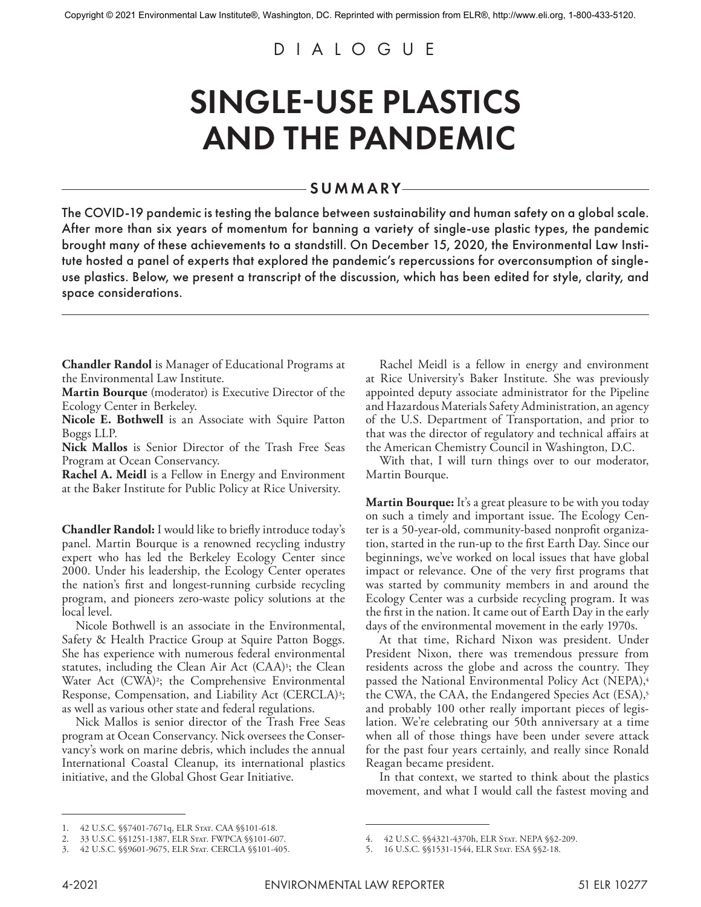Copyright © 2021 Environmental Law Institute®, Washington, DC. Reprinted with permission from ELR®, http://www.eli.org, 1-800-433-5120.

DIALOGUE

# SINGLE-USE PLASTICS AND THE PANDEMIC

## SUMMARY

The COVID-19 pandemic is testing the balance between sustainability and human safety on a global scale. After more than six years of momentum for banning a variety of single-use plastic types, the pandemic brought many of these achievements to a standstill. On December 15, 2020, the Environmental Law Institute hosted a panel of experts that explored the pandemic's repercussions for overconsumption of single-use plastics. Below, we present a transcript of the discussion, which has been edited for style, clarity, and space considerations.

---

**Chandler Randol** is Manager of Educational Programs at the Environmental Law Institute.
**Martin Bourque** (moderator) is Executive Director of the Ecology Center in Berkeley.
**Nicole E. Bothwell** is an Associate with Squire Patton Boggs LLP.
**Nick Mallos** is Senior Director of the Trash Free Seas Program at Ocean Conservancy.
**Rachel A. Meidl** is a Fellow in Energy and Environment at the Baker Institute for Public Policy at Rice University.

**Chandler Randol:** I would like to briefly introduce today's panel. Martin Bourque is a renowned recycling industry expert who has led the Berkeley Ecology Center since 2000. Under his leadership, the Ecology Center operates the nation's first and longest-running curbside recycling program, and pioneers zero-waste policy solutions at the local level.

Nicole Bothwell is an associate in the Environmental, Safety & Health Practice Group at Squire Patton Boggs. She has experience with numerous federal environmental statutes, including the Clean Air Act (CAA)[1]; the Clean Water Act (CWA)[2]; the Comprehensive Environmental Response, Compensation, and Liability Act (CERCLA)[3]; as well as various other state and federal regulations.

Nick Mallos is senior director of the Trash Free Seas program at Ocean Conservancy. Nick oversees the Conservancy's work on marine debris, which includes the annual International Coastal Cleanup, its international plastics initiative, and the Global Ghost Gear Initiative.

Rachel Meidl is a fellow in energy and environment at Rice University's Baker Institute. She was previously appointed deputy associate administrator for the Pipeline and Hazardous Materials Safety Administration, an agency of the U.S. Department of Transportation, and prior to that was the director of regulatory and technical affairs at the American Chemistry Council in Washington, D.C.

With that, I will turn things over to our moderator, Martin Bourque.

**Martin Bourque:** It's a great pleasure to be with you today on such a timely and important issue. The Ecology Center is a 50-year-old, community-based nonprofit organization, started in the run-up to the first Earth Day. Since our beginnings, we've worked on local issues that have global impact or relevance. One of the very first programs that was started by community members in and around the Ecology Center was a curbside recycling program. It was the first in the nation. It came out of Earth Day in the early days of the environmental movement in the early 1970s.

At that time, Richard Nixon was president. Under President Nixon, there was tremendous pressure from residents across the globe and across the country. They passed the National Environmental Policy Act (NEPA),[4] the CWA, the CAA, the Endangered Species Act (ESA),[5] and probably 100 other really important pieces of legislation. We're celebrating our 50th anniversary at a time when all of those things have been under severe attack for the past four years certainly, and really since Ronald Reagan became president.

In that context, we started to think about the plastics movement, and what I would call the fastest moving and

---

1. 42 U.S.C. §§7401-7671q, ELR Stat. CAA §§101-618.
2. 33 U.S.C. §§1251-1387, ELR Stat. FWPCA §§101-607.
3. 42 U.S.C. §§9601-9675, ELR Stat. CERCLA §§101-405.
4. 42 U.S.C. §§4321-4370h, ELR Stat. NEPA §§2-209.
5. 16 U.S.C. §§1531-1544, ELR Stat. ESA §§2-18.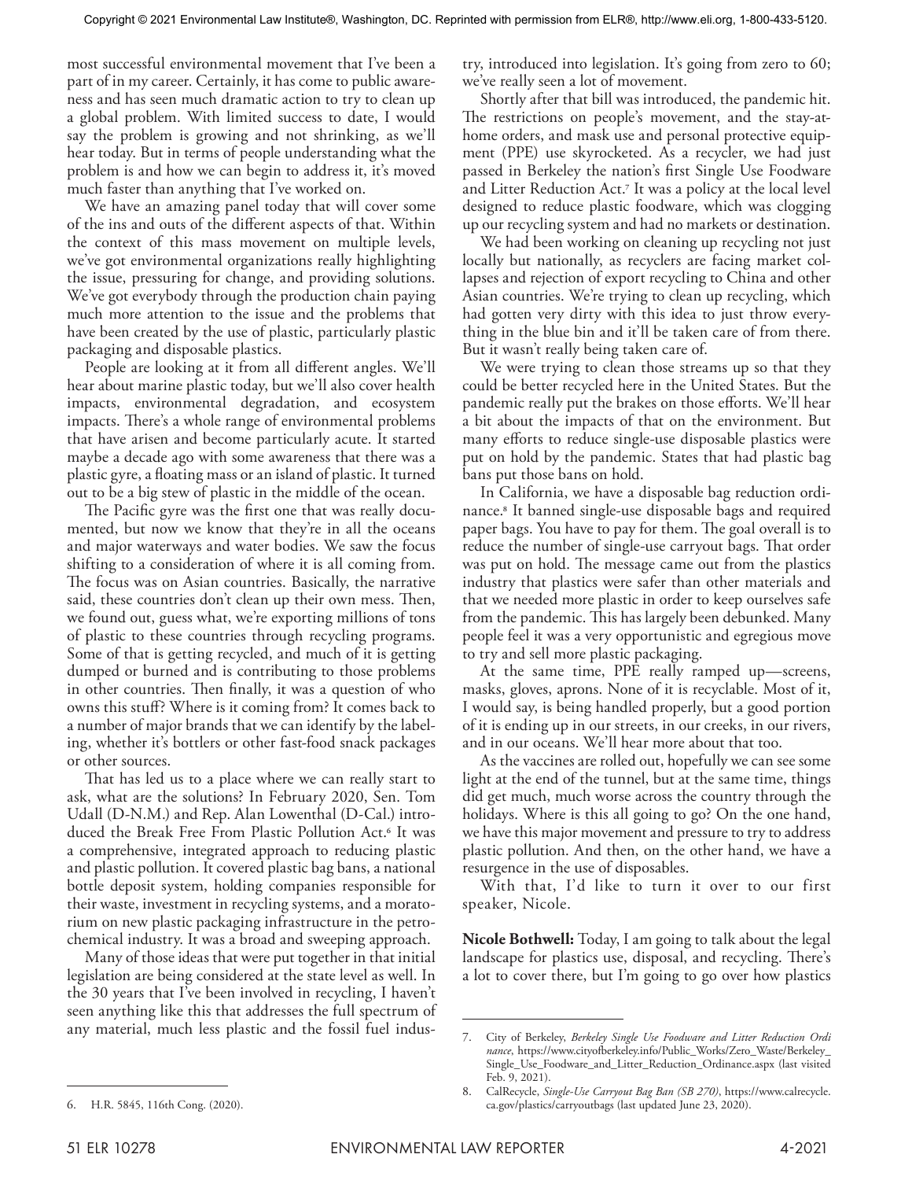most successful environmental movement that I've been a part of in my career. Certainly, it has come to public awareness and has seen much dramatic action to try to clean up a global problem. With limited success to date, I would say the problem is growing and not shrinking, as we'll hear today. But in terms of people understanding what the problem is and how we can begin to address it, it's moved much faster than anything that I've worked on.

We have an amazing panel today that will cover some of the ins and outs of the different aspects of that. Within the context of this mass movement on multiple levels, we've got environmental organizations really highlighting the issue, pressuring for change, and providing solutions. We've got everybody through the production chain paying much more attention to the issue and the problems that have been created by the use of plastic, particularly plastic packaging and disposable plastics.

People are looking at it from all different angles. We'll hear about marine plastic today, but we'll also cover health impacts, environmental degradation, and ecosystem impacts. There's a whole range of environmental problems that have arisen and become particularly acute. It started maybe a decade ago with some awareness that there was a plastic gyre, a floating mass or an island of plastic. It turned out to be a big stew of plastic in the middle of the ocean.

The Pacific gyre was the first one that was really documented, but now we know that they're in all the oceans and major waterways and water bodies. We saw the focus shifting to a consideration of where it is all coming from. The focus was on Asian countries. Basically, the narrative said, these countries don't clean up their own mess. Then, we found out, guess what, we're exporting millions of tons of plastic to these countries through recycling programs. Some of that is getting recycled, and much of it is getting dumped or burned and is contributing to those problems in other countries. Then finally, it was a question of who owns this stuff? Where is it coming from? It comes back to a number of major brands that we can identify by the labeling, whether it's bottlers or other fast-food snack packages or other sources.

That has led us to a place where we can really start to ask, what are the solutions? In February 2020, Sen. Tom Udall (D-N.M.) and Rep. Alan Lowenthal (D-Cal.) introduced the Break Free From Plastic Pollution Act.[6] It was a comprehensive, integrated approach to reducing plastic and plastic pollution. It covered plastic bag bans, a national bottle deposit system, holding companies responsible for their waste, investment in recycling systems, and a moratorium on new plastic packaging infrastructure in the petrochemical industry. It was a broad and sweeping approach.

Many of those ideas that were put together in that initial legislation are being considered at the state level as well. In the 30 years that I've been involved in recycling, I haven't seen anything like this that addresses the full spectrum of any material, much less plastic and the fossil fuel industry, introduced into legislation. It's going from zero to 60; we've really seen a lot of movement.

Shortly after that bill was introduced, the pandemic hit. The restrictions on people's movement, and the stay-at-home orders, and mask use and personal protective equipment (PPE) use skyrocketed. As a recycler, we had just passed in Berkeley the nation's first Single Use Foodware and Litter Reduction Act.[7] It was a policy at the local level designed to reduce plastic foodware, which was clogging up our recycling system and had no markets or destination.

We had been working on cleaning up recycling not just locally but nationally, as recyclers are facing market collapses and rejection of export recycling to China and other Asian countries. We're trying to clean up recycling, which had gotten very dirty with this idea to just throw everything in the blue bin and it'll be taken care of from there. But it wasn't really being taken care of.

We were trying to clean those streams up so that they could be better recycled here in the United States. But the pandemic really put the brakes on those efforts. We'll hear a bit about the impacts of that on the environment. But many efforts to reduce single-use disposable plastics were put on hold by the pandemic. States that had plastic bag bans put those bans on hold.

In California, we have a disposable bag reduction ordinance.[8] It banned single-use disposable bags and required paper bags. You have to pay for them. The goal overall is to reduce the number of single-use carryout bags. That order was put on hold. The message came out from the plastics industry that plastics were safer than other materials and that we needed more plastic in order to keep ourselves safe from the pandemic. This has largely been debunked. Many people feel it was a very opportunistic and egregious move to try and sell more plastic packaging.

At the same time, PPE really ramped up—screens, masks, gloves, aprons. None of it is recyclable. Most of it, I would say, is being handled properly, but a good portion of it is ending up in our streets, in our creeks, in our rivers, and in our oceans. We'll hear more about that too.

As the vaccines are rolled out, hopefully we can see some light at the end of the tunnel, but at the same time, things did get much, much worse across the country through the holidays. Where is this all going to go? On the one hand, we have this major movement and pressure to try to address plastic pollution. And then, on the other hand, we have a resurgence in the use of disposables.

With that, I'd like to turn it over to our first speaker, Nicole.

**Nicole Bothwell:** Today, I am going to talk about the legal landscape for plastics use, disposal, and recycling. There's a lot to cover there, but I'm going to go over how plastics

6. H.R. 5845, 116th Cong. (2020).

7. City of Berkeley, *Berkeley Single Use Foodware and Litter Reduction Ordinance*, https://www.cityofberkeley.info/Public_Works/Zero_Waste/Berkeley_Single_Use_Foodware_and_Litter_Reduction_Ordinance.aspx (last visited Feb. 9, 2021).

8. CalRecycle, *Single-Use Carryout Bag Ban (SB 270)*, https://www.calrecycle.ca.gov/plastics/carryoutbags (last updated June 23, 2020).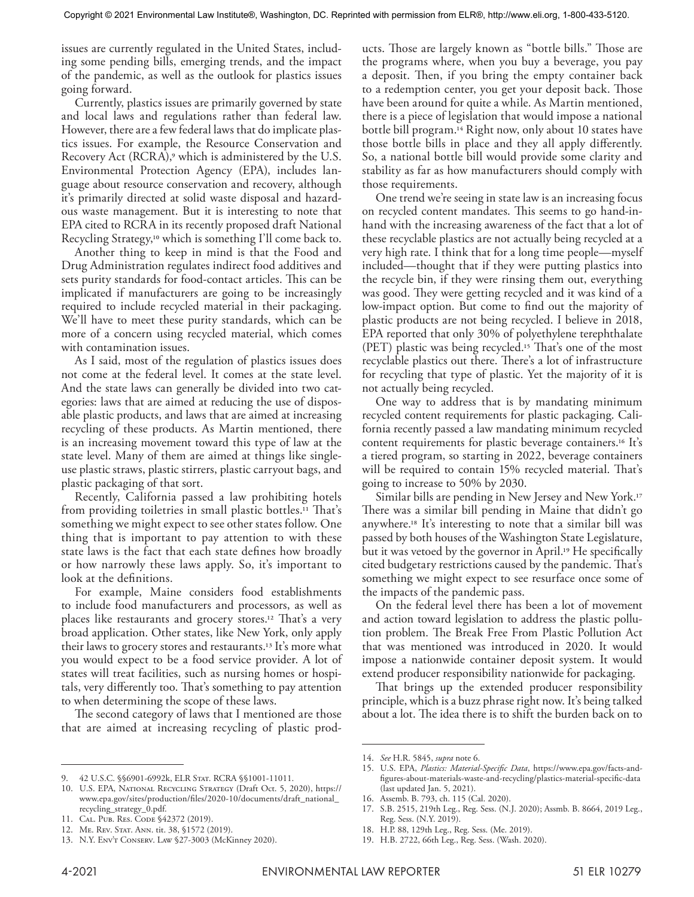issues are currently regulated in the United States, including some pending bills, emerging trends, and the impact of the pandemic, as well as the outlook for plastics issues going forward.

Currently, plastics issues are primarily governed by state and local laws and regulations rather than federal law. However, there are a few federal laws that do implicate plastics issues. For example, the Resource Conservation and Recovery Act (RCRA),[9] which is administered by the U.S. Environmental Protection Agency (EPA), includes language about resource conservation and recovery, although it's primarily directed at solid waste disposal and hazardous waste management. But it is interesting to note that EPA cited to RCRA in its recently proposed draft National Recycling Strategy,[10] which is something I'll come back to.

Another thing to keep in mind is that the Food and Drug Administration regulates indirect food additives and sets purity standards for food-contact articles. This can be implicated if manufacturers are going to be increasingly required to include recycled material in their packaging. We'll have to meet these purity standards, which can be more of a concern using recycled material, which comes with contamination issues.

As I said, most of the regulation of plastics issues does not come at the federal level. It comes at the state level. And the state laws can generally be divided into two categories: laws that are aimed at reducing the use of disposable plastic products, and laws that are aimed at increasing recycling of these products. As Martin mentioned, there is an increasing movement toward this type of law at the state level. Many of them are aimed at things like single-use plastic straws, plastic stirrers, plastic carryout bags, and plastic packaging of that sort.

Recently, California passed a law prohibiting hotels from providing toiletries in small plastic bottles.[11] That's something we might expect to see other states follow. One thing that is important to pay attention to with these state laws is the fact that each state defines how broadly or how narrowly these laws apply. So, it's important to look at the definitions.

For example, Maine considers food establishments to include food manufacturers and processors, as well as places like restaurants and grocery stores.[12] That's a very broad application. Other states, like New York, only apply their laws to grocery stores and restaurants.[13] It's more what you would expect to be a food service provider. A lot of states will treat facilities, such as nursing homes or hospitals, very differently too. That's something to pay attention to when determining the scope of these laws.

The second category of laws that I mentioned are those that are aimed at increasing recycling of plastic products. Those are largely known as "bottle bills." Those are the programs where, when you buy a beverage, you pay a deposit. Then, if you bring the empty container back to a redemption center, you get your deposit back. Those have been around for quite a while. As Martin mentioned, there is a piece of legislation that would impose a national bottle bill program.[14] Right now, only about 10 states have those bottle bills in place and they all apply differently. So, a national bottle bill would provide some clarity and stability as far as how manufacturers should comply with those requirements.

One trend we're seeing in state law is an increasing focus on recycled content mandates. This seems to go hand-in-hand with the increasing awareness of the fact that a lot of these recyclable plastics are not actually being recycled at a very high rate. I think that for a long time people—myself included—thought that if they were putting plastics into the recycle bin, if they were rinsing them out, everything was good. They were getting recycled and it was kind of a low-impact option. But come to find out the majority of plastic products are not being recycled. I believe in 2018, EPA reported that only 30% of polyethylene terephthalate (PET) plastic was being recycled.[15] That's one of the most recyclable plastics out there. There's a lot of infrastructure for recycling that type of plastic. Yet the majority of it is not actually being recycled.

One way to address that is by mandating minimum recycled content requirements for plastic packaging. California recently passed a law mandating minimum recycled content requirements for plastic beverage containers.[16] It's a tiered program, so starting in 2022, beverage containers will be required to contain 15% recycled material. That's going to increase to 50% by 2030.

Similar bills are pending in New Jersey and New York.[17] There was a similar bill pending in Maine that didn't go anywhere.[18] It's interesting to note that a similar bill was passed by both houses of the Washington State Legislature, but it was vetoed by the governor in April.[19] He specifically cited budgetary restrictions caused by the pandemic. That's something we might expect to see resurface once some of the impacts of the pandemic pass.

On the federal level there has been a lot of movement and action toward legislation to address the plastic pollution problem. The Break Free From Plastic Pollution Act that was mentioned was introduced in 2020. It would impose a nationwide container deposit system. It would extend producer responsibility nationwide for packaging.

That brings up the extended producer responsibility principle, which is a buzz phrase right now. It's being talked about a lot. The idea there is to shift the burden back on to

---

9. 42 U.S.C. §§6901-6992k, ELR Stat. RCRA §§1001-11011.
10. U.S. EPA, National Recycling Strategy (Draft Oct. 5, 2020), https://www.epa.gov/sites/production/files/2020-10/documents/draft_national_recycling_strategy_0.pdf.
11. Cal. Pub. Res. Code §42372 (2019).
12. Me. Rev. Stat. Ann. tit. 38, §1572 (2019).
13. N.Y. Env't Conserv. Law §27-3003 (McKinney 2020).
14. *See* H.R. 5845, *supra* note 6.
15. U.S. EPA, *Plastics: Material-Specific Data*, https://www.epa.gov/facts-and-figures-about-materials-waste-and-recycling/plastics-material-specific-data (last updated Jan. 5, 2021).
16. Assemb. B. 793, ch. 115 (Cal. 2020).
17. S.B. 2515, 219th Leg., Reg. Sess. (N.J. 2020); Assmb. B. 8664, 2019 Leg., Reg. Sess. (N.Y. 2019).
18. H.P. 88, 129th Leg., Reg. Sess. (Me. 2019).
19. H.B. 2722, 66th Leg., Reg. Sess. (Wash. 2020).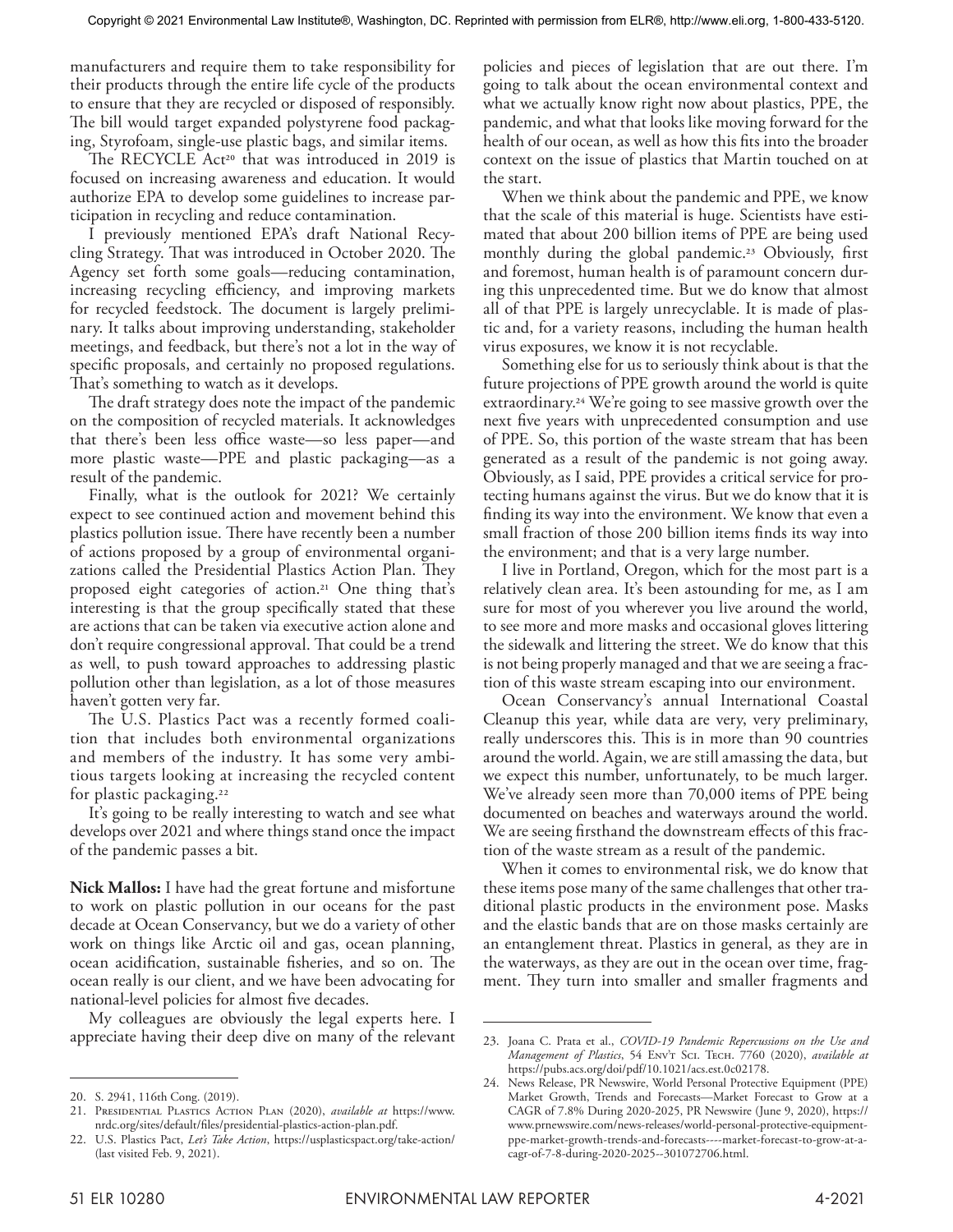manufacturers and require them to take responsibility for their products through the entire life cycle of the products to ensure that they are recycled or disposed of responsibly. The bill would target expanded polystyrene food packaging, Styrofoam, single-use plastic bags, and similar items.

The RECYCLE Act[20] that was introduced in 2019 is focused on increasing awareness and education. It would authorize EPA to develop some guidelines to increase participation in recycling and reduce contamination.

I previously mentioned EPA's draft National Recycling Strategy. That was introduced in October 2020. The Agency set forth some goals—reducing contamination, increasing recycling efficiency, and improving markets for recycled feedstock. The document is largely preliminary. It talks about improving understanding, stakeholder meetings, and feedback, but there's not a lot in the way of specific proposals, and certainly no proposed regulations. That's something to watch as it develops.

The draft strategy does note the impact of the pandemic on the composition of recycled materials. It acknowledges that there's been less office waste—so less paper—and more plastic waste—PPE and plastic packaging—as a result of the pandemic.

Finally, what is the outlook for 2021? We certainly expect to see continued action and movement behind this plastics pollution issue. There have recently been a number of actions proposed by a group of environmental organizations called the Presidential Plastics Action Plan. They proposed eight categories of action.[21] One thing that's interesting is that the group specifically stated that these are actions that can be taken via executive action alone and don't require congressional approval. That could be a trend as well, to push toward approaches to addressing plastic pollution other than legislation, as a lot of those measures haven't gotten very far.

The U.S. Plastics Pact was a recently formed coalition that includes both environmental organizations and members of the industry. It has some very ambitious targets looking at increasing the recycled content for plastic packaging.[22]

It's going to be really interesting to watch and see what develops over 2021 and where things stand once the impact of the pandemic passes a bit.

**Nick Mallos:** I have had the great fortune and misfortune to work on plastic pollution in our oceans for the past decade at Ocean Conservancy, but we do a variety of other work on things like Arctic oil and gas, ocean planning, ocean acidification, sustainable fisheries, and so on. The ocean really is our client, and we have been advocating for national-level policies for almost five decades.

My colleagues are obviously the legal experts here. I appreciate having their deep dive on many of the relevant policies and pieces of legislation that are out there. I'm going to talk about the ocean environmental context and what we actually know right now about plastics, PPE, the pandemic, and what that looks like moving forward for the health of our ocean, as well as how this fits into the broader context on the issue of plastics that Martin touched on at the start.

When we think about the pandemic and PPE, we know that the scale of this material is huge. Scientists have estimated that about 200 billion items of PPE are being used monthly during the global pandemic.[23] Obviously, first and foremost, human health is of paramount concern during this unprecedented time. But we do know that almost all of that PPE is largely unrecyclable. It is made of plastic and, for a variety reasons, including the human health virus exposures, we know it is not recyclable.

Something else for us to seriously think about is that the future projections of PPE growth around the world is quite extraordinary.[24] We're going to see massive growth over the next five years with unprecedented consumption and use of PPE. So, this portion of the waste stream that has been generated as a result of the pandemic is not going away. Obviously, as I said, PPE provides a critical service for protecting humans against the virus. But we do know that it is finding its way into the environment. We know that even a small fraction of those 200 billion items finds its way into the environment; and that is a very large number.

I live in Portland, Oregon, which for the most part is a relatively clean area. It's been astounding for me, as I am sure for most of you wherever you live around the world, to see more and more masks and occasional gloves littering the sidewalk and littering the street. We do know that this is not being properly managed and that we are seeing a fraction of this waste stream escaping into our environment.

Ocean Conservancy's annual International Coastal Cleanup this year, while data are very, very preliminary, really underscores this. This is in more than 90 countries around the world. Again, we are still amassing the data, but we expect this number, unfortunately, to be much larger. We've already seen more than 70,000 items of PPE being documented on beaches and waterways around the world. We are seeing firsthand the downstream effects of this fraction of the waste stream as a result of the pandemic.

When it comes to environmental risk, we do know that these items pose many of the same challenges that other traditional plastic products in the environment pose. Masks and the elastic bands that are on those masks certainly are an entanglement threat. Plastics in general, as they are in the waterways, as they are out in the ocean over time, fragment. They turn into smaller and smaller fragments and

---

20. S. 2941, 116th Cong. (2019).
21. Presidential Plastics Action Plan (2020), *available at* https://www.nrdc.org/sites/default/files/presidential-plastics-action-plan.pdf.
22. U.S. Plastics Pact, *Let's Take Action*, https://usplasticspact.org/take-action/ (last visited Feb. 9, 2021).
23. Joana C. Prata et al., *COVID-19 Pandemic Repercussions on the Use and Management of Plastics*, 54 Env't Sci. Tech. 7760 (2020), *available at* https://pubs.acs.org/doi/pdf/10.1021/acs.est.0c02178.
24. News Release, PR Newswire, World Personal Protective Equipment (PPE) Market Growth, Trends and Forecasts—Market Forecast to Grow at a CAGR of 7.8% During 2020-2025, PR Newswire (June 9, 2020), https://www.prnewswire.com/news-releases/world-personal-protective-equipment-ppe-market-growth-trends-and-forecasts----market-forecast-to-grow-at-a-cagr-of-7-8-during-2020-2025--301072706.html.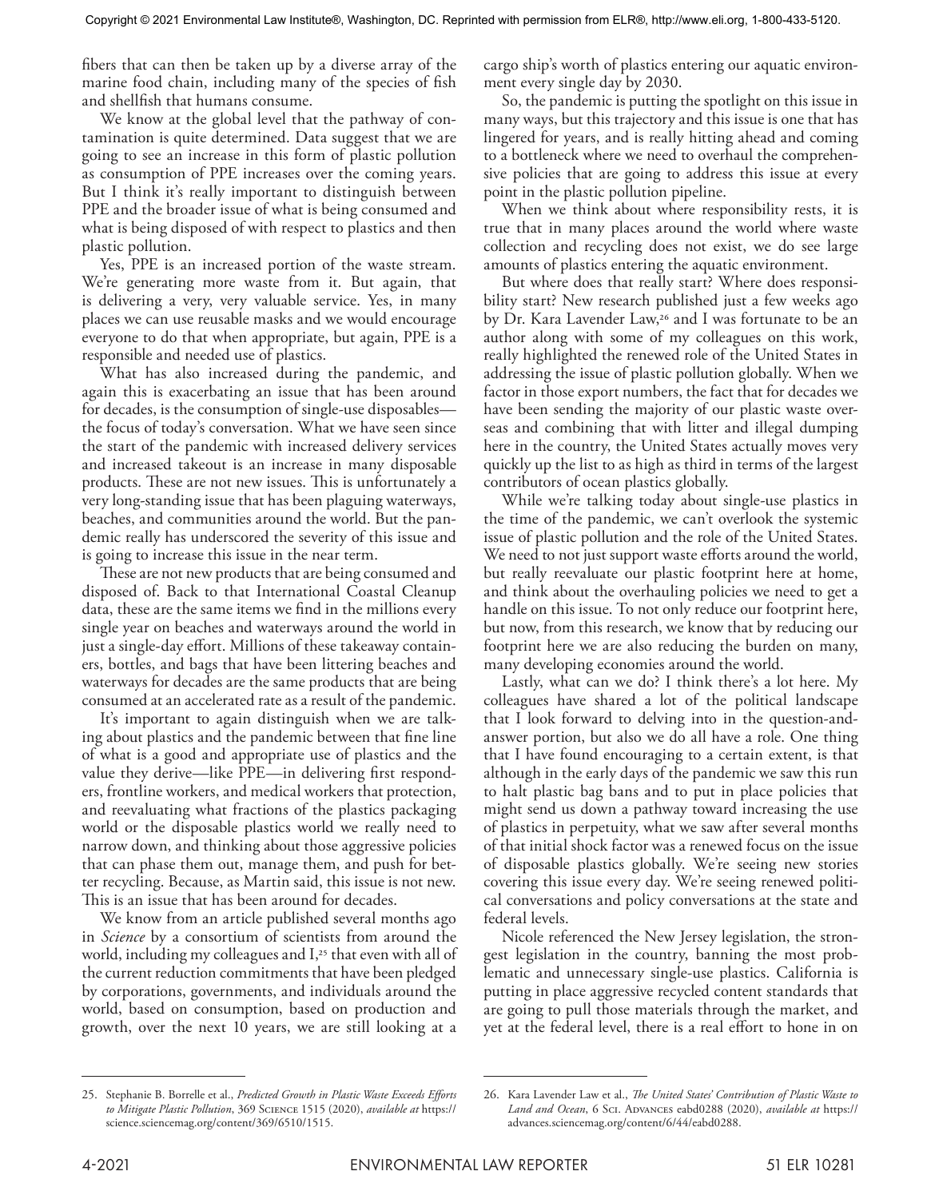fibers that can then be taken up by a diverse array of the marine food chain, including many of the species of fish and shellfish that humans consume.

We know at the global level that the pathway of contamination is quite determined. Data suggest that we are going to see an increase in this form of plastic pollution as consumption of PPE increases over the coming years. But I think it's really important to distinguish between PPE and the broader issue of what is being consumed and what is being disposed of with respect to plastics and then plastic pollution.

Yes, PPE is an increased portion of the waste stream. We're generating more waste from it. But again, that is delivering a very, very valuable service. Yes, in many places we can use reusable masks and we would encourage everyone to do that when appropriate, but again, PPE is a responsible and needed use of plastics.

What has also increased during the pandemic, and again this is exacerbating an issue that has been around for decades, is the consumption of single-use disposables—the focus of today's conversation. What we have seen since the start of the pandemic with increased delivery services and increased takeout is an increase in many disposable products. These are not new issues. This is unfortunately a very long-standing issue that has been plaguing waterways, beaches, and communities around the world. But the pandemic really has underscored the severity of this issue and is going to increase this issue in the near term.

These are not new products that are being consumed and disposed of. Back to that International Coastal Cleanup data, these are the same items we find in the millions every single year on beaches and waterways around the world in just a single-day effort. Millions of these takeaway containers, bottles, and bags that have been littering beaches and waterways for decades are the same products that are being consumed at an accelerated rate as a result of the pandemic.

It's important to again distinguish when we are talking about plastics and the pandemic between that fine line of what is a good and appropriate use of plastics and the value they derive—like PPE—in delivering first responders, frontline workers, and medical workers that protection, and reevaluating what fractions of the plastics packaging world or the disposable plastics world we really need to narrow down, and thinking about those aggressive policies that can phase them out, manage them, and push for better recycling. Because, as Martin said, this issue is not new. This is an issue that has been around for decades.

We know from an article published several months ago in *Science* by a consortium of scientists from around the world, including my colleagues and I,[25] that even with all of the current reduction commitments that have been pledged by corporations, governments, and individuals around the world, based on consumption, based on production and growth, over the next 10 years, we are still looking at a cargo ship's worth of plastics entering our aquatic environment every single day by 2030.

So, the pandemic is putting the spotlight on this issue in many ways, but this trajectory and this issue is one that has lingered for years, and is really hitting ahead and coming to a bottleneck where we need to overhaul the comprehensive policies that are going to address this issue at every point in the plastic pollution pipeline.

When we think about where responsibility rests, it is true that in many places around the world where waste collection and recycling does not exist, we do see large amounts of plastics entering the aquatic environment.

But where does that really start? Where does responsibility start? New research published just a few weeks ago by Dr. Kara Lavender Law,[26] and I was fortunate to be an author along with some of my colleagues on this work, really highlighted the renewed role of the United States in addressing the issue of plastic pollution globally. When we factor in those export numbers, the fact that for decades we have been sending the majority of our plastic waste overseas and combining that with litter and illegal dumping here in the country, the United States actually moves very quickly up the list to as high as third in terms of the largest contributors of ocean plastics globally.

While we're talking today about single-use plastics in the time of the pandemic, we can't overlook the systemic issue of plastic pollution and the role of the United States. We need to not just support waste efforts around the world, but really reevaluate our plastic footprint here at home, and think about the overhauling policies we need to get a handle on this issue. To not only reduce our footprint here, but now, from this research, we know that by reducing our footprint here we are also reducing the burden on many, many developing economies around the world.

Lastly, what can we do? I think there's a lot here. My colleagues have shared a lot of the political landscape that I look forward to delving into in the question-and-answer portion, but also we do all have a role. One thing that I have found encouraging to a certain extent, is that although in the early days of the pandemic we saw this run to halt plastic bag bans and to put in place policies that might send us down a pathway toward increasing the use of plastics in perpetuity, what we saw after several months of that initial shock factor was a renewed focus on the issue of disposable plastics globally. We're seeing new stories covering this issue every day. We're seeing renewed political conversations and policy conversations at the state and federal levels.

Nicole referenced the New Jersey legislation, the strongest legislation in the country, banning the most problematic and unnecessary single-use plastics. California is putting in place aggressive recycled content standards that are going to pull those materials through the market, and yet at the federal level, there is a real effort to hone in on

---

25. Stephanie B. Borrelle et al., *Predicted Growth in Plastic Waste Exceeds Efforts to Mitigate Plastic Pollution*, 369 Science 1515 (2020), *available at* https://science.sciencemag.org/content/369/6510/1515.

26. Kara Lavender Law et al., *The United States' Contribution of Plastic Waste to Land and Ocean*, 6 Sci. Advances eabd0288 (2020), *available at* https://advances.sciencemag.org/content/6/44/eabd0288.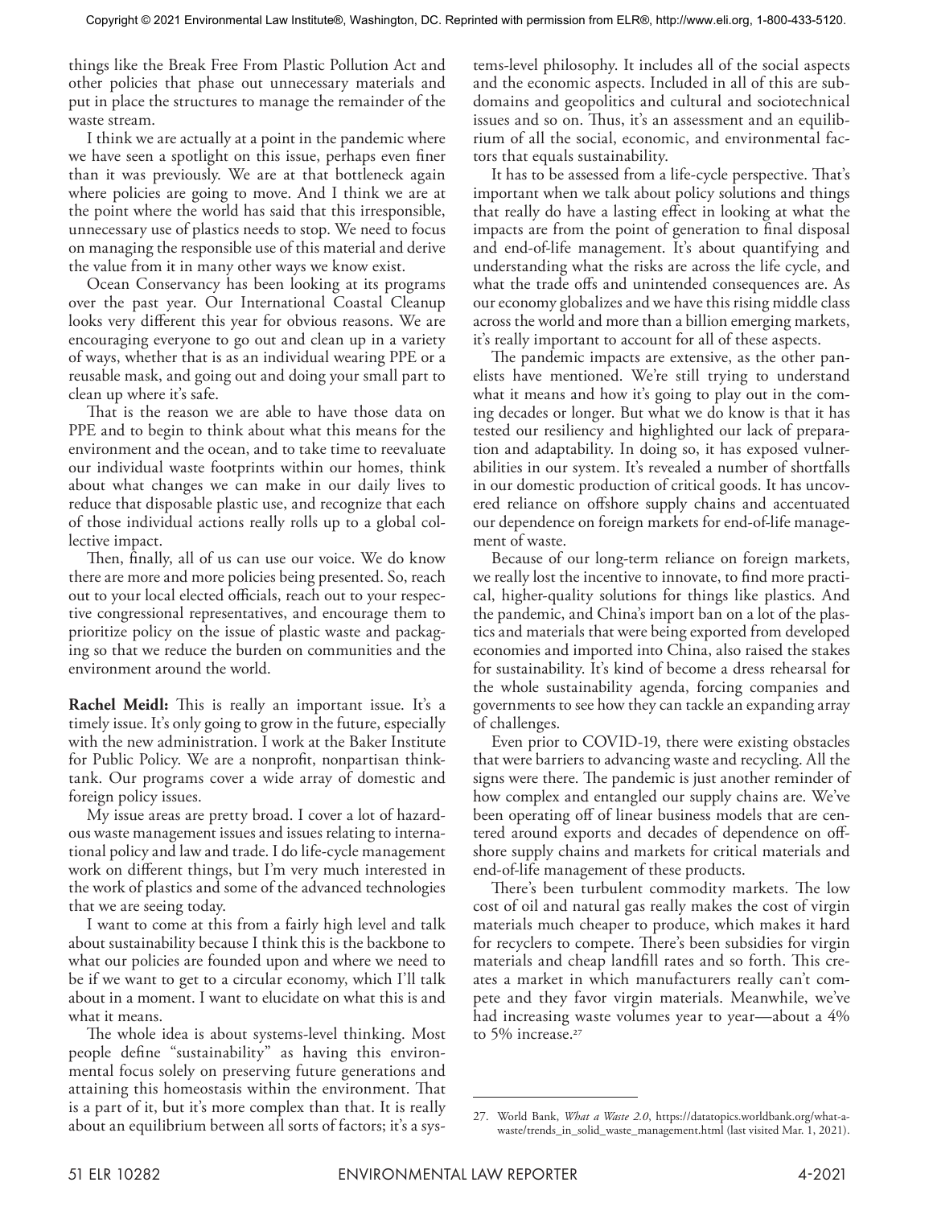things like the Break Free From Plastic Pollution Act and other policies that phase out unnecessary materials and put in place the structures to manage the remainder of the waste stream.

I think we are actually at a point in the pandemic where we have seen a spotlight on this issue, perhaps even finer than it was previously. We are at that bottleneck again where policies are going to move. And I think we are at the point where the world has said that this irresponsible, unnecessary use of plastics needs to stop. We need to focus on managing the responsible use of this material and derive the value from it in many other ways we know exist.

Ocean Conservancy has been looking at its programs over the past year. Our International Coastal Cleanup looks very different this year for obvious reasons. We are encouraging everyone to go out and clean up in a variety of ways, whether that is as an individual wearing PPE or a reusable mask, and going out and doing your small part to clean up where it's safe.

That is the reason we are able to have those data on PPE and to begin to think about what this means for the environment and the ocean, and to take time to reevaluate our individual waste footprints within our homes, think about what changes we can make in our daily lives to reduce that disposable plastic use, and recognize that each of those individual actions really rolls up to a global collective impact.

Then, finally, all of us can use our voice. We do know there are more and more policies being presented. So, reach out to your local elected officials, reach out to your respective congressional representatives, and encourage them to prioritize policy on the issue of plastic waste and packaging so that we reduce the burden on communities and the environment around the world.

**Rachel Meidl:** This is really an important issue. It's a timely issue. It's only going to grow in the future, especially with the new administration. I work at the Baker Institute for Public Policy. We are a nonprofit, nonpartisan think-tank. Our programs cover a wide array of domestic and foreign policy issues.

My issue areas are pretty broad. I cover a lot of hazardous waste management issues and issues relating to international policy and law and trade. I do life-cycle management work on different things, but I'm very much interested in the work of plastics and some of the advanced technologies that we are seeing today.

I want to come at this from a fairly high level and talk about sustainability because I think this is the backbone to what our policies are founded upon and where we need to be if we want to get to a circular economy, which I'll talk about in a moment. I want to elucidate on what this is and what it means.

The whole idea is about systems-level thinking. Most people define "sustainability" as having this environmental focus solely on preserving future generations and attaining this homeostasis within the environment. That is a part of it, but it's more complex than that. It is really about an equilibrium between all sorts of factors; it's a systems-level philosophy. It includes all of the social aspects and the economic aspects. Included in all of this are subdomains and geopolitics and cultural and sociotechnical issues and so on. Thus, it's an assessment and an equilibrium of all the social, economic, and environmental factors that equals sustainability.

It has to be assessed from a life-cycle perspective. That's important when we talk about policy solutions and things that really do have a lasting effect in looking at what the impacts are from the point of generation to final disposal and end-of-life management. It's about quantifying and understanding what the risks are across the life cycle, and what the trade offs and unintended consequences are. As our economy globalizes and we have this rising middle class across the world and more than a billion emerging markets, it's really important to account for all of these aspects.

The pandemic impacts are extensive, as the other panelists have mentioned. We're still trying to understand what it means and how it's going to play out in the coming decades or longer. But what we do know is that it has tested our resiliency and highlighted our lack of preparation and adaptability. In doing so, it has exposed vulnerabilities in our system. It's revealed a number of shortfalls in our domestic production of critical goods. It has uncovered reliance on offshore supply chains and accentuated our dependence on foreign markets for end-of-life management of waste.

Because of our long-term reliance on foreign markets, we really lost the incentive to innovate, to find more practical, higher-quality solutions for things like plastics. And the pandemic, and China's import ban on a lot of the plastics and materials that were being exported from developed economies and imported into China, also raised the stakes for sustainability. It's kind of become a dress rehearsal for the whole sustainability agenda, forcing companies and governments to see how they can tackle an expanding array of challenges.

Even prior to COVID-19, there were existing obstacles that were barriers to advancing waste and recycling. All the signs were there. The pandemic is just another reminder of how complex and entangled our supply chains are. We've been operating off of linear business models that are centered around exports and decades of dependence on offshore supply chains and markets for critical materials and end-of-life management of these products.

There's been turbulent commodity markets. The low cost of oil and natural gas really makes the cost of virgin materials much cheaper to produce, which makes it hard for recyclers to compete. There's been subsidies for virgin materials and cheap landfill rates and so forth. This creates a market in which manufacturers really can't compete and they favor virgin materials. Meanwhile, we've had increasing waste volumes year to year—about a 4% to 5% increase.[27]

---

27. World Bank, *What a Waste 2.0*, https://datatopics.worldbank.org/what-a-waste/trends_in_solid_waste_management.html (last visited Mar. 1, 2021).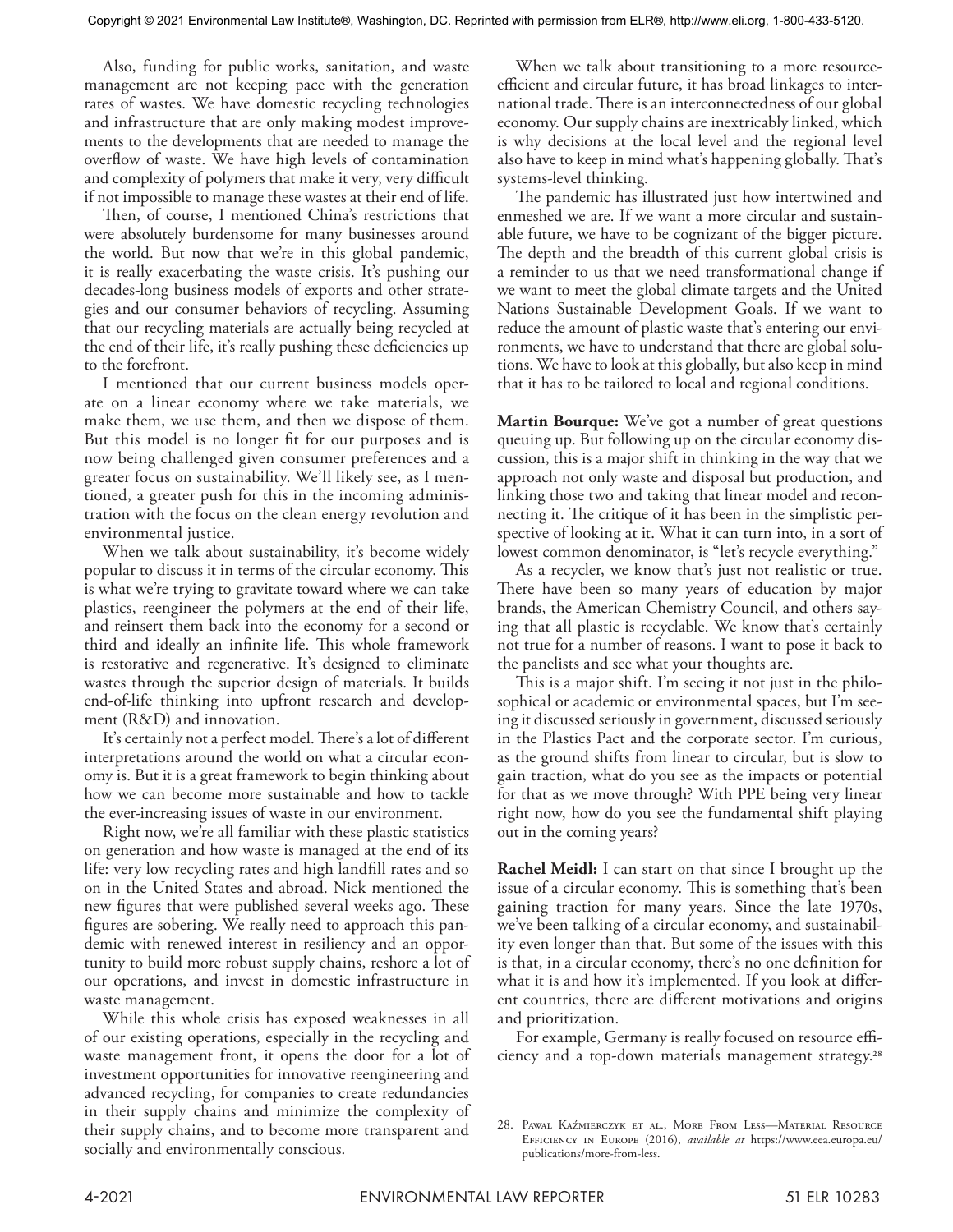Also, funding for public works, sanitation, and waste management are not keeping pace with the generation rates of wastes. We have domestic recycling technologies and infrastructure that are only making modest improvements to the developments that are needed to manage the overflow of waste. We have high levels of contamination and complexity of polymers that make it very, very difficult if not impossible to manage these wastes at their end of life.

Then, of course, I mentioned China's restrictions that were absolutely burdensome for many businesses around the world. But now that we're in this global pandemic, it is really exacerbating the waste crisis. It's pushing our decades-long business models of exports and other strategies and our consumer behaviors of recycling. Assuming that our recycling materials are actually being recycled at the end of their life, it's really pushing these deficiencies up to the forefront.

I mentioned that our current business models operate on a linear economy where we take materials, we make them, we use them, and then we dispose of them. But this model is no longer fit for our purposes and is now being challenged given consumer preferences and a greater focus on sustainability. We'll likely see, as I mentioned, a greater push for this in the incoming administration with the focus on the clean energy revolution and environmental justice.

When we talk about sustainability, it's become widely popular to discuss it in terms of the circular economy. This is what we're trying to gravitate toward where we can take plastics, reengineer the polymers at the end of their life, and reinsert them back into the economy for a second or third and ideally an infinite life. This whole framework is restorative and regenerative. It's designed to eliminate wastes through the superior design of materials. It builds end-of-life thinking into upfront research and development (R&D) and innovation.

It's certainly not a perfect model. There's a lot of different interpretations around the world on what a circular economy is. But it is a great framework to begin thinking about how we can become more sustainable and how to tackle the ever-increasing issues of waste in our environment.

Right now, we're all familiar with these plastic statistics on generation and how waste is managed at the end of its life: very low recycling rates and high landfill rates and so on in the United States and abroad. Nick mentioned the new figures that were published several weeks ago. These figures are sobering. We really need to approach this pandemic with renewed interest in resiliency and an opportunity to build more robust supply chains, reshore a lot of our operations, and invest in domestic infrastructure in waste management.

While this whole crisis has exposed weaknesses in all of our existing operations, especially in the recycling and waste management front, it opens the door for a lot of investment opportunities for innovative reengineering and advanced recycling, for companies to create redundancies in their supply chains and minimize the complexity of their supply chains, and to become more transparent and socially and environmentally conscious.

When we talk about transitioning to a more resource-efficient and circular future, it has broad linkages to international trade. There is an interconnectedness of our global economy. Our supply chains are inextricably linked, which is why decisions at the local level and the regional level also have to keep in mind what's happening globally. That's systems-level thinking.

The pandemic has illustrated just how intertwined and enmeshed we are. If we want a more circular and sustainable future, we have to be cognizant of the bigger picture. The depth and the breadth of this current global crisis is a reminder to us that we need transformational change if we want to meet the global climate targets and the United Nations Sustainable Development Goals. If we want to reduce the amount of plastic waste that's entering our environments, we have to understand that there are global solutions. We have to look at this globally, but also keep in mind that it has to be tailored to local and regional conditions.

**Martin Bourque:** We've got a number of great questions queuing up. But following up on the circular economy discussion, this is a major shift in thinking in the way that we approach not only waste and disposal but production, and linking those two and taking that linear model and reconnecting it. The critique of it has been in the simplistic perspective of looking at it. What it can turn into, in a sort of lowest common denominator, is "let's recycle everything."

As a recycler, we know that's just not realistic or true. There have been so many years of education by major brands, the American Chemistry Council, and others saying that all plastic is recyclable. We know that's certainly not true for a number of reasons. I want to pose it back to the panelists and see what your thoughts are.

This is a major shift. I'm seeing it not just in the philosophical or academic or environmental spaces, but I'm seeing it discussed seriously in government, discussed seriously in the Plastics Pact and the corporate sector. I'm curious, as the ground shifts from linear to circular, but is slow to gain traction, what do you see as the impacts or potential for that as we move through? With PPE being very linear right now, how do you see the fundamental shift playing out in the coming years?

**Rachel Meidl:** I can start on that since I brought up the issue of a circular economy. This is something that's been gaining traction for many years. Since the late 1970s, we've been talking of a circular economy, and sustainability even longer than that. But some of the issues with this is that, in a circular economy, there's no one definition for what it is and how it's implemented. If you look at different countries, there are different motivations and origins and prioritization.

For example, Germany is really focused on resource efficiency and a top-down materials management strategy.[28]

---

28. Paweł Kaźmierczyk et al., More From Less—Material Resource Efficiency in Europe (2016), *available at* https://www.eea.europa.eu/publications/more-from-less.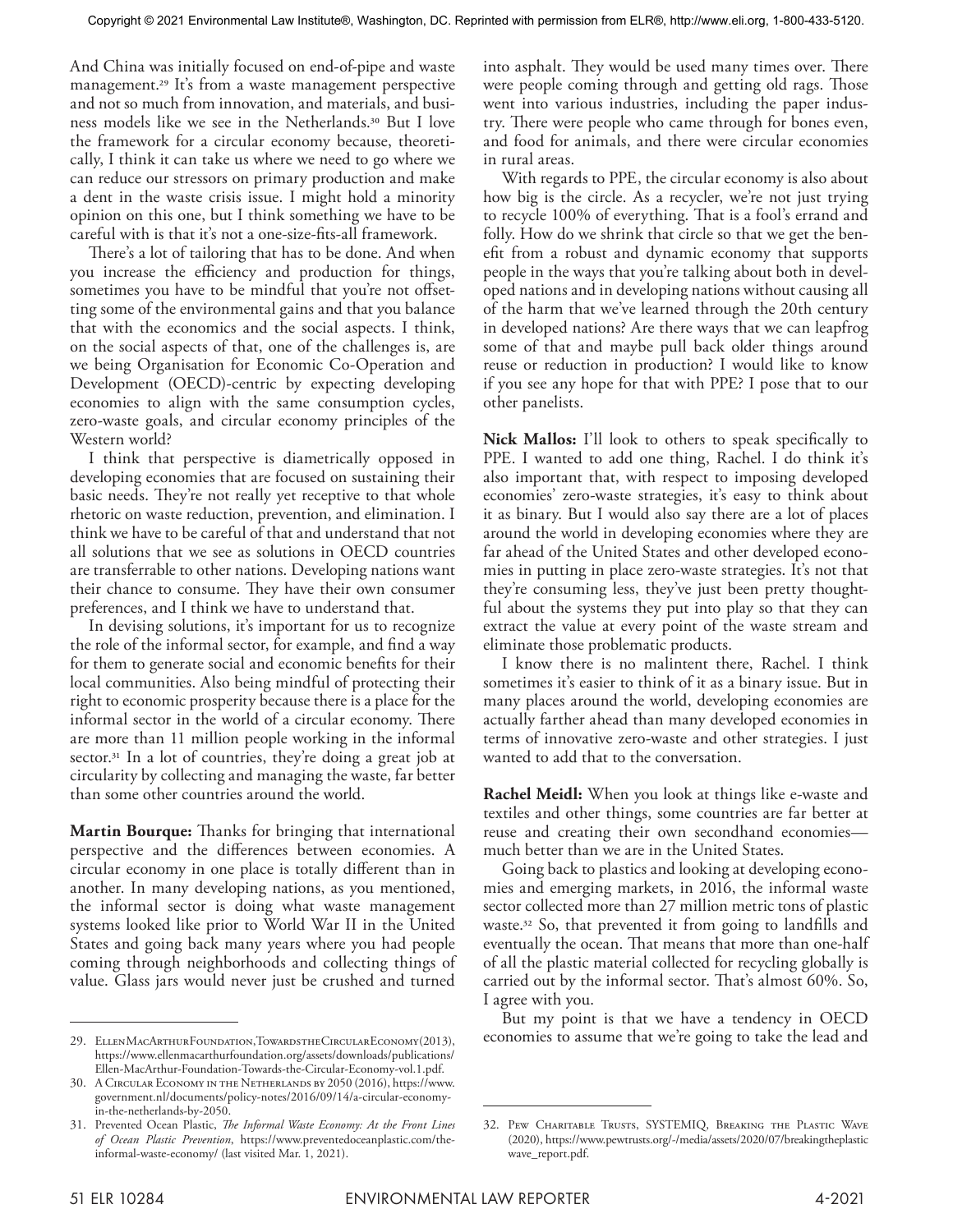And China was initially focused on end-of-pipe and waste management.[29] It's from a waste management perspective and not so much from innovation, and materials, and business models like we see in the Netherlands.[30] But I love the framework for a circular economy because, theoretically, I think it can take us where we need to go where we can reduce our stressors on primary production and make a dent in the waste crisis issue. I might hold a minority opinion on this one, but I think something we have to be careful with is that it's not a one-size-fits-all framework.

There's a lot of tailoring that has to be done. And when you increase the efficiency and production for things, sometimes you have to be mindful that you're not offsetting some of the environmental gains and that you balance that with the economics and the social aspects. I think, on the social aspects of that, one of the challenges is, are we being Organisation for Economic Co-Operation and Development (OECD)-centric by expecting developing economies to align with the same consumption cycles, zero-waste goals, and circular economy principles of the Western world?

I think that perspective is diametrically opposed in developing economies that are focused on sustaining their basic needs. They're not really yet receptive to that whole rhetoric on waste reduction, prevention, and elimination. I think we have to be careful of that and understand that not all solutions that we see as solutions in OECD countries are transferrable to other nations. Developing nations want their chance to consume. They have their own consumer preferences, and I think we have to understand that.

In devising solutions, it's important for us to recognize the role of the informal sector, for example, and find a way for them to generate social and economic benefits for their local communities. Also being mindful of protecting their right to economic prosperity because there is a place for the informal sector in the world of a circular economy. There are more than 11 million people working in the informal sector.[31] In a lot of countries, they're doing a great job at circularity by collecting and managing the waste, far better than some other countries around the world.

**Martin Bourque:** Thanks for bringing that international perspective and the differences between economies. A circular economy in one place is totally different than in another. In many developing nations, as you mentioned, the informal sector is doing what waste management systems looked like prior to World War II in the United States and going back many years where you had people coming through neighborhoods and collecting things of value. Glass jars would never just be crushed and turned into asphalt. They would be used many times over. There were people coming through and getting old rags. Those went into various industries, including the paper industry. There were people who came through for bones even, and food for animals, and there were circular economies in rural areas.

With regards to PPE, the circular economy is also about how big is the circle. As a recycler, we're not just trying to recycle 100% of everything. That is a fool's errand and folly. How do we shrink that circle so that we get the benefit from a robust and dynamic economy that supports people in the ways that you're talking about both in developed nations and in developing nations without causing all of the harm that we've learned through the 20th century in developed nations? Are there ways that we can leapfrog some of that and maybe pull back older things around reuse or reduction in production? I would like to know if you see any hope for that with PPE? I pose that to our other panelists.

**Nick Mallos:** I'll look to others to speak specifically to PPE. I wanted to add one thing, Rachel. I do think it's also important that, with respect to imposing developed economies' zero-waste strategies, it's easy to think about it as binary. But I would also say there are a lot of places around the world in developing economies where they are far ahead of the United States and other developed economies in putting in place zero-waste strategies. It's not that they're consuming less, they've just been pretty thoughtful about the systems they put into play so that they can extract the value at every point of the waste stream and eliminate those problematic products.

I know there is no malintent there, Rachel. I think sometimes it's easier to think of it as a binary issue. But in many places around the world, developing economies are actually farther ahead than many developed economies in terms of innovative zero-waste and other strategies. I just wanted to add that to the conversation.

**Rachel Meidl:** When you look at things like e-waste and textiles and other things, some countries are far better at reuse and creating their own secondhand economies—much better than we are in the United States.

Going back to plastics and looking at developing economies and emerging markets, in 2016, the informal waste sector collected more than 27 million metric tons of plastic waste.[32] So, that prevented it from going to landfills and eventually the ocean. That means that more than one-half of all the plastic material collected for recycling globally is carried out by the informal sector. That's almost 60%. So, I agree with you.

But my point is that we have a tendency in OECD economies to assume that we're going to take the lead and

---

29. Ellen MacArthur Foundation, Towards the Circular Economy (2013), https://www.ellenmacarthurfoundation.org/assets/downloads/publications/Ellen-MacArthur-Foundation-Towards-the-Circular-Economy-vol.1.pdf.
30. A Circular Economy in the Netherlands by 2050 (2016), https://www.government.nl/documents/policy-notes/2016/09/14/a-circular-economy-in-the-netherlands-by-2050.
31. Prevented Ocean Plastic, *The Informal Waste Economy: At the Front Lines of Ocean Plastic Prevention*, https://www.preventedoceanplastic.com/the-informal-waste-economy/ (last visited Mar. 1, 2021).
32. Pew Charitable Trusts, SYSTEMIQ, Breaking the Plastic Wave (2020), https://www.pewtrusts.org/-/media/assets/2020/07/breakingtheplasticwave_report.pdf.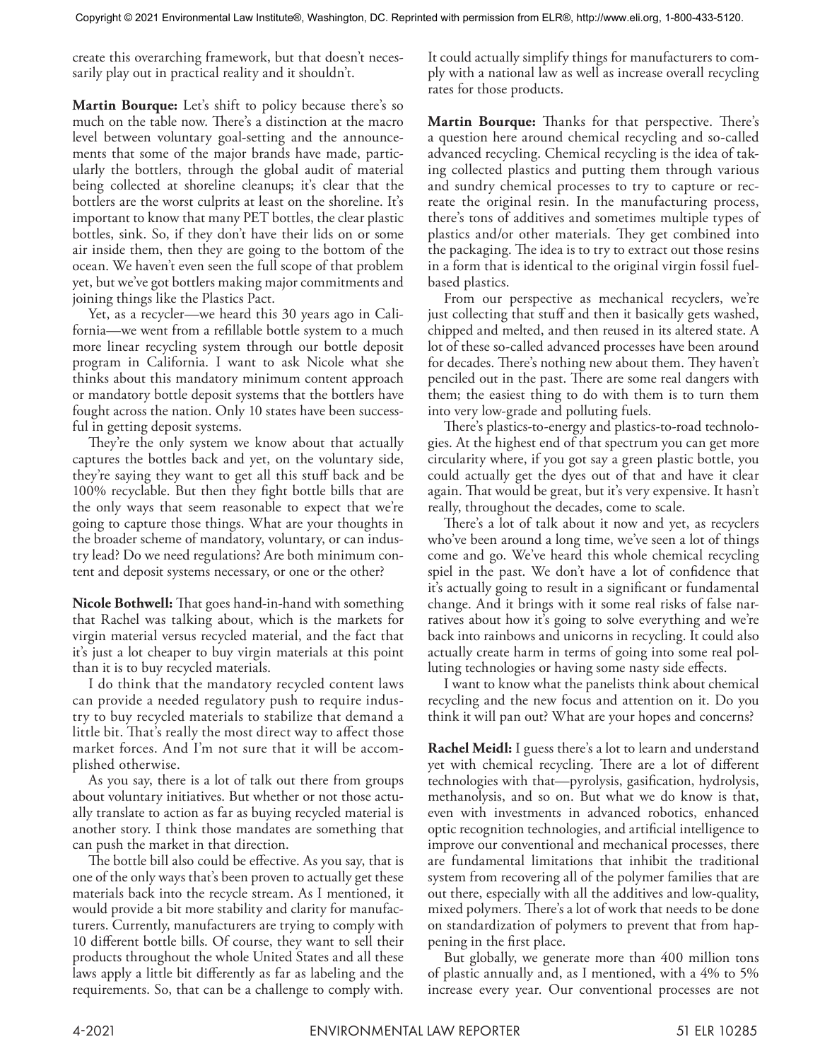create this overarching framework, but that doesn't necessarily play out in practical reality and it shouldn't.

**Martin Bourque:** Let's shift to policy because there's so much on the table now. There's a distinction at the macro level between voluntary goal-setting and the announcements that some of the major brands have made, particularly the bottlers, through the global audit of material being collected at shoreline cleanups; it's clear that the bottlers are the worst culprits at least on the shoreline. It's important to know that many PET bottles, the clear plastic bottles, sink. So, if they don't have their lids on or some air inside them, then they are going to the bottom of the ocean. We haven't even seen the full scope of that problem yet, but we've got bottlers making major commitments and joining things like the Plastics Pact.

Yet, as a recycler—we heard this 30 years ago in California—we went from a refillable bottle system to a much more linear recycling system through our bottle deposit program in California. I want to ask Nicole what she thinks about this mandatory minimum content approach or mandatory bottle deposit systems that the bottlers have fought across the nation. Only 10 states have been successful in getting deposit systems.

They're the only system we know about that actually captures the bottles back and yet, on the voluntary side, they're saying they want to get all this stuff back and be 100% recyclable. But then they fight bottle bills that are the only ways that seem reasonable to expect that we're going to capture those things. What are your thoughts in the broader scheme of mandatory, voluntary, or can industry lead? Do we need regulations? Are both minimum content and deposit systems necessary, or one or the other?

**Nicole Bothwell:** That goes hand-in-hand with something that Rachel was talking about, which is the markets for virgin material versus recycled material, and the fact that it's just a lot cheaper to buy virgin materials at this point than it is to buy recycled materials.

I do think that the mandatory recycled content laws can provide a needed regulatory push to require industry to buy recycled materials to stabilize that demand a little bit. That's really the most direct way to affect those market forces. And I'm not sure that it will be accomplished otherwise.

As you say, there is a lot of talk out there from groups about voluntary initiatives. But whether or not those actually translate to action as far as buying recycled material is another story. I think those mandates are something that can push the market in that direction.

The bottle bill also could be effective. As you say, that is one of the only ways that's been proven to actually get these materials back into the recycle stream. As I mentioned, it would provide a bit more stability and clarity for manufacturers. Currently, manufacturers are trying to comply with 10 different bottle bills. Of course, they want to sell their products throughout the whole United States and all these laws apply a little bit differently as far as labeling and the requirements. So, that can be a challenge to comply with. It could actually simplify things for manufacturers to comply with a national law as well as increase overall recycling rates for those products.

**Martin Bourque:** Thanks for that perspective. There's a question here around chemical recycling and so-called advanced recycling. Chemical recycling is the idea of taking collected plastics and putting them through various and sundry chemical processes to try to capture or recreate the original resin. In the manufacturing process, there's tons of additives and sometimes multiple types of plastics and/or other materials. They get combined into the packaging. The idea is to try to extract out those resins in a form that is identical to the original virgin fossil fuel-based plastics.

From our perspective as mechanical recyclers, we're just collecting that stuff and then it basically gets washed, chipped and melted, and then reused in its altered state. A lot of these so-called advanced processes have been around for decades. There's nothing new about them. They haven't penciled out in the past. There are some real dangers with them; the easiest thing to do with them is to turn them into very low-grade and polluting fuels.

There's plastics-to-energy and plastics-to-road technologies. At the highest end of that spectrum you can get more circularity where, if you got say a green plastic bottle, you could actually get the dyes out of that and have it clear again. That would be great, but it's very expensive. It hasn't really, throughout the decades, come to scale.

There's a lot of talk about it now and yet, as recyclers who've been around a long time, we've seen a lot of things come and go. We've heard this whole chemical recycling spiel in the past. We don't have a lot of confidence that it's actually going to result in a significant or fundamental change. And it brings with it some real risks of false narratives about how it's going to solve everything and we're back into rainbows and unicorns in recycling. It could also actually create harm in terms of going into some real polluting technologies or having some nasty side effects.

I want to know what the panelists think about chemical recycling and the new focus and attention on it. Do you think it will pan out? What are your hopes and concerns?

**Rachel Meidl:** I guess there's a lot to learn and understand yet with chemical recycling. There are a lot of different technologies with that—pyrolysis, gasification, hydrolysis, methanolysis, and so on. But what we do know is that, even with investments in advanced robotics, enhanced optic recognition technologies, and artificial intelligence to improve our conventional and mechanical processes, there are fundamental limitations that inhibit the traditional system from recovering all of the polymer families that are out there, especially with all the additives and low-quality, mixed polymers. There's a lot of work that needs to be done on standardization of polymers to prevent that from happening in the first place.

But globally, we generate more than 400 million tons of plastic annually and, as I mentioned, with a 4% to 5% increase every year. Our conventional processes are not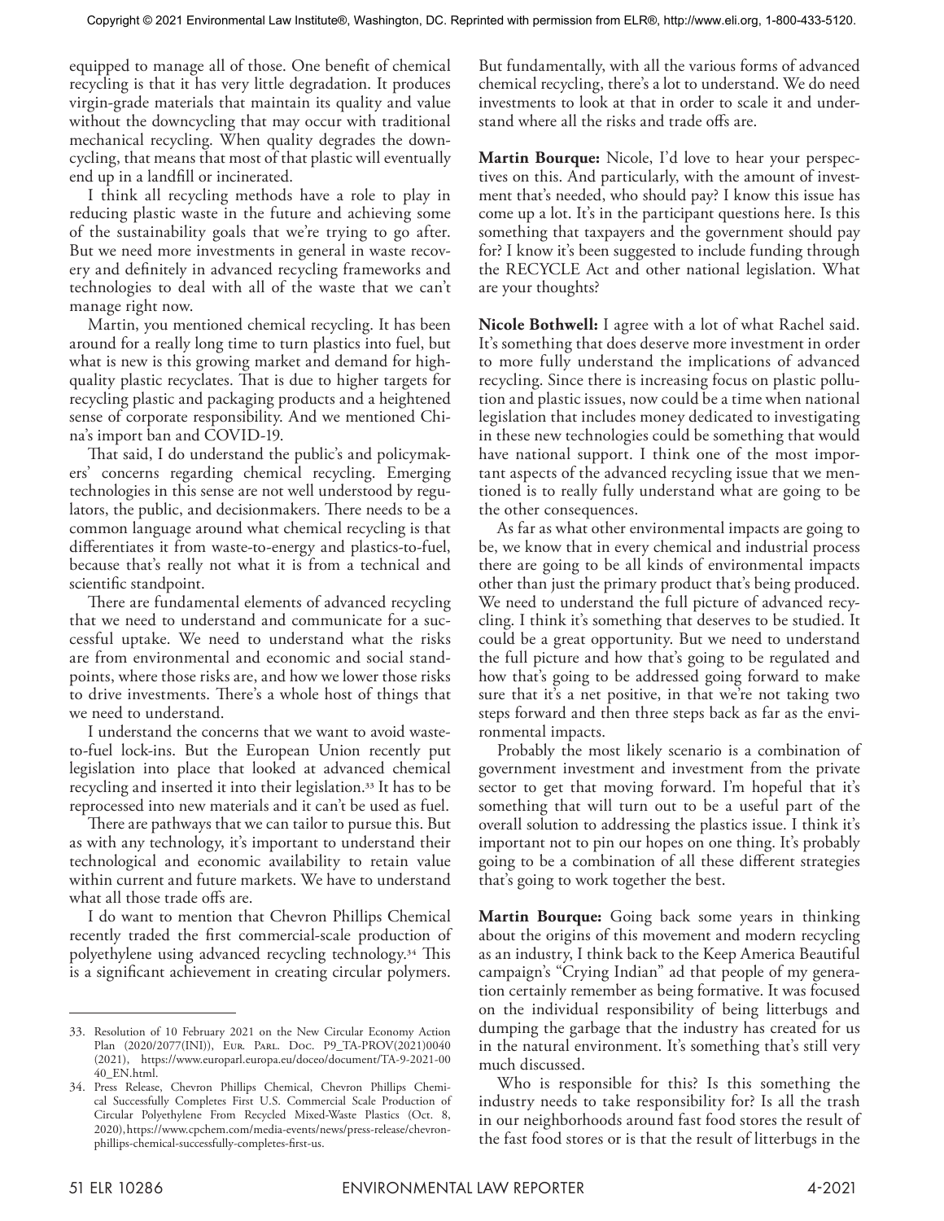equipped to manage all of those. One benefit of chemical recycling is that it has very little degradation. It produces virgin-grade materials that maintain its quality and value without the downcycling that may occur with traditional mechanical recycling. When quality degrades the downcycling, that means that most of that plastic will eventually end up in a landfill or incinerated.

I think all recycling methods have a role to play in reducing plastic waste in the future and achieving some of the sustainability goals that we're trying to go after. But we need more investments in general in waste recovery and definitely in advanced recycling frameworks and technologies to deal with all of the waste that we can't manage right now.

Martin, you mentioned chemical recycling. It has been around for a really long time to turn plastics into fuel, but what is new is this growing market and demand for high-quality plastic recyclates. That is due to higher targets for recycling plastic and packaging products and a heightened sense of corporate responsibility. And we mentioned China's import ban and COVID-19.

That said, I do understand the public's and policymakers' concerns regarding chemical recycling. Emerging technologies in this sense are not well understood by regulators, the public, and decisionmakers. There needs to be a common language around what chemical recycling is that differentiates it from waste-to-energy and plastics-to-fuel, because that's really not what it is from a technical and scientific standpoint.

There are fundamental elements of advanced recycling that we need to understand and communicate for a successful uptake. We need to understand what the risks are from environmental and economic and social standpoints, where those risks are, and how we lower those risks to drive investments. There's a whole host of things that we need to understand.

I understand the concerns that we want to avoid waste-to-fuel lock-ins. But the European Union recently put legislation into place that looked at advanced chemical recycling and inserted it into their legislation.[33] It has to be reprocessed into new materials and it can't be used as fuel.

There are pathways that we can tailor to pursue this. But as with any technology, it's important to understand their technological and economic availability to retain value within current and future markets. We have to understand what all those trade offs are.

I do want to mention that Chevron Phillips Chemical recently traded the first commercial-scale production of polyethylene using advanced recycling technology.[34] This is a significant achievement in creating circular polymers. But fundamentally, with all the various forms of advanced chemical recycling, there's a lot to understand. We do need investments to look at that in order to scale it and understand where all the risks and trade offs are.

**Martin Bourque:** Nicole, I'd love to hear your perspectives on this. And particularly, with the amount of investment that's needed, who should pay? I know this issue has come up a lot. It's in the participant questions here. Is this something that taxpayers and the government should pay for? I know it's been suggested to include funding through the RECYCLE Act and other national legislation. What are your thoughts?

**Nicole Bothwell:** I agree with a lot of what Rachel said. It's something that does deserve more investment in order to more fully understand the implications of advanced recycling. Since there is increasing focus on plastic pollution and plastic issues, now could be a time when national legislation that includes money dedicated to investigating in these new technologies could be something that would have national support. I think one of the most important aspects of the advanced recycling issue that we mentioned is to really fully understand what are going to be the other consequences.

As far as what other environmental impacts are going to be, we know that in every chemical and industrial process there are going to be all kinds of environmental impacts other than just the primary product that's being produced. We need to understand the full picture of advanced recycling. I think it's something that deserves to be studied. It could be a great opportunity. But we need to understand the full picture and how that's going to be regulated and how that's going to be addressed going forward to make sure that it's a net positive, in that we're not taking two steps forward and then three steps back as far as the environmental impacts.

Probably the most likely scenario is a combination of government investment and investment from the private sector to get that moving forward. I'm hopeful that it's something that will turn out to be a useful part of the overall solution to addressing the plastics issue. I think it's important not to pin our hopes on one thing. It's probably going to be a combination of all these different strategies that's going to work together the best.

**Martin Bourque:** Going back some years in thinking about the origins of this movement and modern recycling as an industry, I think back to the Keep America Beautiful campaign's "Crying Indian" ad that people of my generation certainly remember as being formative. It was focused on the individual responsibility of being litterbugs and dumping the garbage that the industry has created for us in the natural environment. It's something that's still very much discussed.

Who is responsible for this? Is this something the industry needs to take responsibility for? Is all the trash in our neighborhoods around fast food stores the result of the fast food stores or is that the result of litterbugs in the

---

33. Resolution of 10 February 2021 on the New Circular Economy Action Plan (2020/2077(INI)), Eur. Parl. Doc. P9_TA-PROV(2021)0040 (2021), https://www.europarl.europa.eu/doceo/document/TA-9-2021-0040_EN.html.

34. Press Release, Chevron Phillips Chemical, Chevron Phillips Chemical Successfully Completes First U.S. Commercial Scale Production of Circular Polyethylene From Recycled Mixed-Waste Plastics (Oct. 8, 2020), https://www.cpchem.com/media-events/news/press-release/chevron-phillips-chemical-successfully-completes-first-us.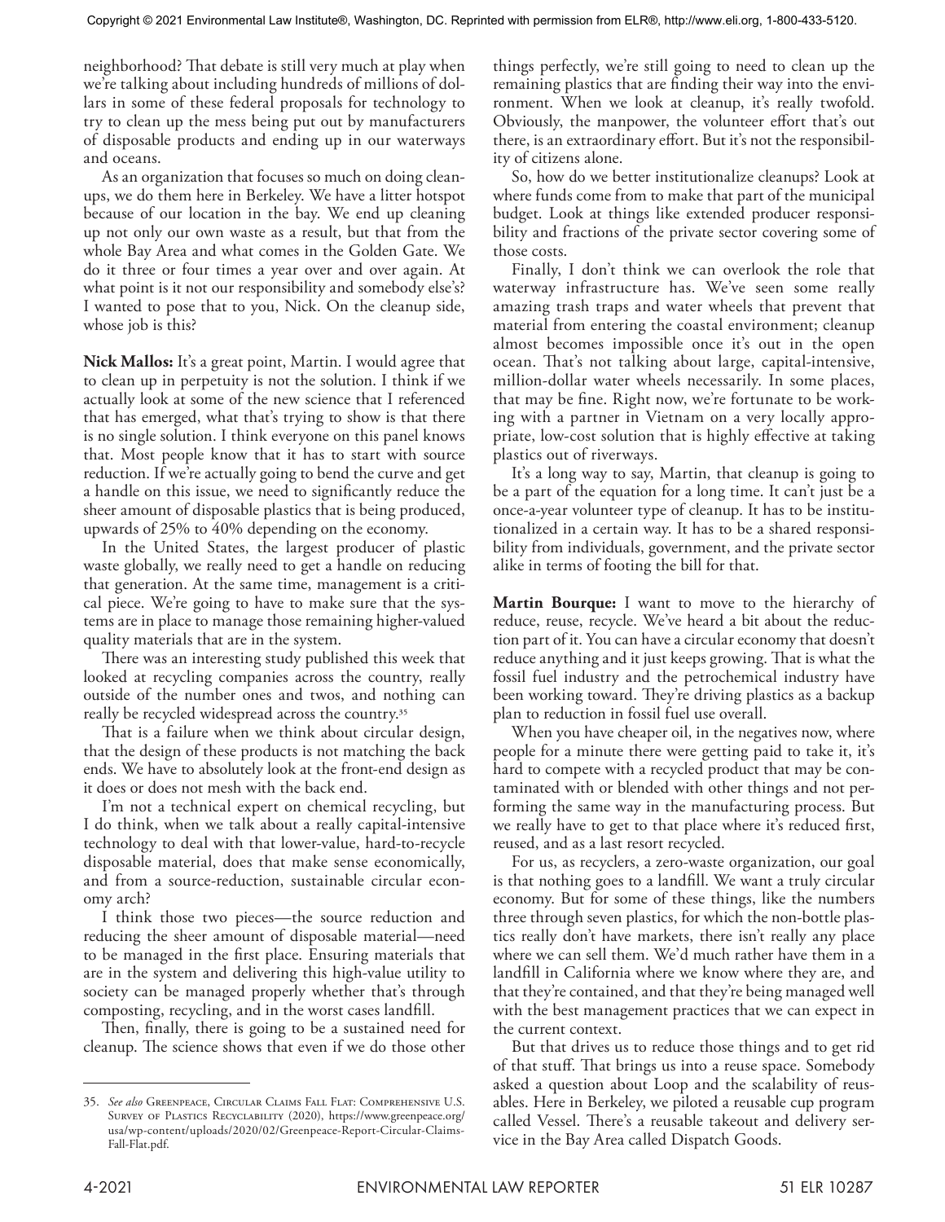neighborhood? That debate is still very much at play when we're talking about including hundreds of millions of dollars in some of these federal proposals for technology to try to clean up the mess being put out by manufacturers of disposable products and ending up in our waterways and oceans.

As an organization that focuses so much on doing cleanups, we do them here in Berkeley. We have a litter hotspot because of our location in the bay. We end up cleaning up not only our own waste as a result, but that from the whole Bay Area and what comes in the Golden Gate. We do it three or four times a year over and over again. At what point is it not our responsibility and somebody else's? I wanted to pose that to you, Nick. On the cleanup side, whose job is this?

**Nick Mallos:** It's a great point, Martin. I would agree that to clean up in perpetuity is not the solution. I think if we actually look at some of the new science that I referenced that has emerged, what that's trying to show is that there is no single solution. I think everyone on this panel knows that. Most people know that it has to start with source reduction. If we're actually going to bend the curve and get a handle on this issue, we need to significantly reduce the sheer amount of disposable plastics that is being produced, upwards of 25% to 40% depending on the economy.

In the United States, the largest producer of plastic waste globally, we really need to get a handle on reducing that generation. At the same time, management is a critical piece. We're going to have to make sure that the systems are in place to manage those remaining higher-valued quality materials that are in the system.

There was an interesting study published this week that looked at recycling companies across the country, really outside of the number ones and twos, and nothing can really be recycled widespread across the country.[35]

That is a failure when we think about circular design, that the design of these products is not matching the back ends. We have to absolutely look at the front-end design as it does or does not mesh with the back end.

I'm not a technical expert on chemical recycling, but I do think, when we talk about a really capital-intensive technology to deal with that lower-value, hard-to-recycle disposable material, does that make sense economically, and from a source-reduction, sustainable circular economy arch?

I think those two pieces—the source reduction and reducing the sheer amount of disposable material—need to be managed in the first place. Ensuring materials that are in the system and delivering this high-value utility to society can be managed properly whether that's through composting, recycling, and in the worst cases landfill.

Then, finally, there is going to be a sustained need for cleanup. The science shows that even if we do those other things perfectly, we're still going to need to clean up the remaining plastics that are finding their way into the environment. When we look at cleanup, it's really twofold. Obviously, the manpower, the volunteer effort that's out there, is an extraordinary effort. But it's not the responsibility of citizens alone.

So, how do we better institutionalize cleanups? Look at where funds come from to make that part of the municipal budget. Look at things like extended producer responsibility and fractions of the private sector covering some of those costs.

Finally, I don't think we can overlook the role that waterway infrastructure has. We've seen some really amazing trash traps and water wheels that prevent that material from entering the coastal environment; cleanup almost becomes impossible once it's out in the open ocean. That's not talking about large, capital-intensive, million-dollar water wheels necessarily. In some places, that may be fine. Right now, we're fortunate to be working with a partner in Vietnam on a very locally appropriate, low-cost solution that is highly effective at taking plastics out of riverways.

It's a long way to say, Martin, that cleanup is going to be a part of the equation for a long time. It can't just be a once-a-year volunteer type of cleanup. It has to be institutionalized in a certain way. It has to be a shared responsibility from individuals, government, and the private sector alike in terms of footing the bill for that.

**Martin Bourque:** I want to move to the hierarchy of reduce, reuse, recycle. We've heard a bit about the reduction part of it. You can have a circular economy that doesn't reduce anything and it just keeps growing. That is what the fossil fuel industry and the petrochemical industry have been working toward. They're driving plastics as a backup plan to reduction in fossil fuel use overall.

When you have cheaper oil, in the negatives now, where people for a minute there were getting paid to take it, it's hard to compete with a recycled product that may be contaminated with or blended with other things and not performing the same way in the manufacturing process. But we really have to get to that place where it's reduced first, reused, and as a last resort recycled.

For us, as recyclers, a zero-waste organization, our goal is that nothing goes to a landfill. We want a truly circular economy. But for some of these things, like the numbers three through seven plastics, for which the non-bottle plastics really don't have markets, there isn't really any place where we can sell them. We'd much rather have them in a landfill in California where we know where they are, and that they're contained, and that they're being managed well with the best management practices that we can expect in the current context.

But that drives us to reduce those things and to get rid of that stuff. That brings us into a reuse space. Somebody asked a question about Loop and the scalability of reusables. Here in Berkeley, we piloted a reusable cup program called Vessel. There's a reusable takeout and delivery service in the Bay Area called Dispatch Goods.

---

35. *See also* Greenpeace, Circular Claims Fall Flat: Comprehensive U.S. Survey of Plastics Recyclability (2020), https://www.greenpeace.org/usa/wp-content/uploads/2020/02/Greenpeace-Report-Circular-Claims-Fall-Flat.pdf.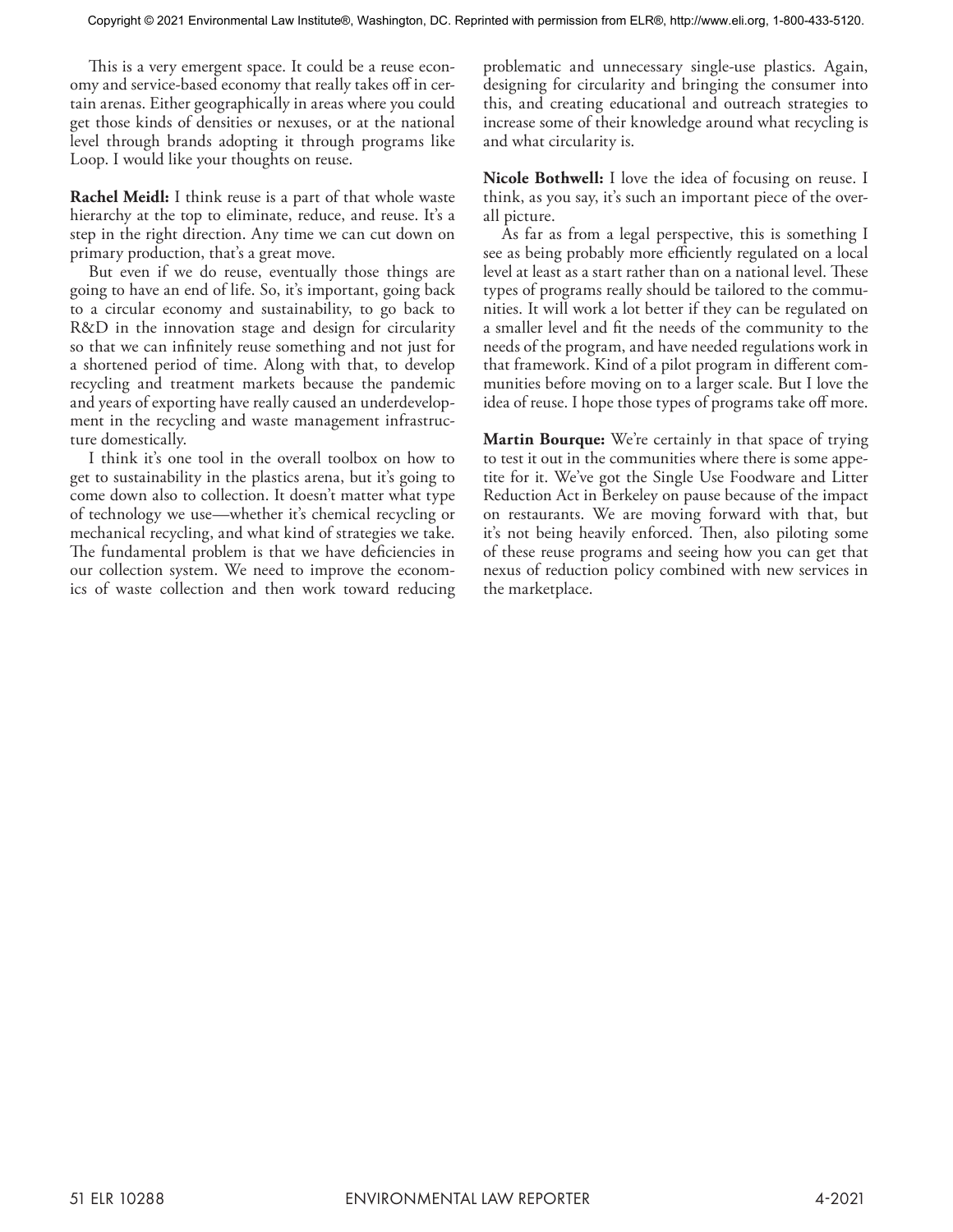This is a very emergent space. It could be a reuse economy and service-based economy that really takes off in certain arenas. Either geographically in areas where you could get those kinds of densities or nexuses, or at the national level through brands adopting it through programs like Loop. I would like your thoughts on reuse.

**Rachel Meidl:** I think reuse is a part of that whole waste hierarchy at the top to eliminate, reduce, and reuse. It's a step in the right direction. Any time we can cut down on primary production, that's a great move.

But even if we do reuse, eventually those things are going to have an end of life. So, it's important, going back to a circular economy and sustainability, to go back to R&D in the innovation stage and design for circularity so that we can infinitely reuse something and not just for a shortened period of time. Along with that, to develop recycling and treatment markets because the pandemic and years of exporting have really caused an underdevelopment in the recycling and waste management infrastructure domestically.

I think it's one tool in the overall toolbox on how to get to sustainability in the plastics arena, but it's going to come down also to collection. It doesn't matter what type of technology we use—whether it's chemical recycling or mechanical recycling, and what kind of strategies we take. The fundamental problem is that we have deficiencies in our collection system. We need to improve the economics of waste collection and then work toward reducing problematic and unnecessary single-use plastics. Again, designing for circularity and bringing the consumer into this, and creating educational and outreach strategies to increase some of their knowledge around what recycling is and what circularity is.

**Nicole Bothwell:** I love the idea of focusing on reuse. I think, as you say, it's such an important piece of the overall picture.

As far as from a legal perspective, this is something I see as being probably more efficiently regulated on a local level at least as a start rather than on a national level. These types of programs really should be tailored to the communities. It will work a lot better if they can be regulated on a smaller level and fit the needs of the community to the needs of the program, and have needed regulations work in that framework. Kind of a pilot program in different communities before moving on to a larger scale. But I love the idea of reuse. I hope those types of programs take off more.

**Martin Bourque:** We're certainly in that space of trying to test it out in the communities where there is some appetite for it. We've got the Single Use Foodware and Litter Reduction Act in Berkeley on pause because of the impact on restaurants. We are moving forward with that, but it's not being heavily enforced. Then, also piloting some of these reuse programs and seeing how you can get that nexus of reduction policy combined with new services in the marketplace.